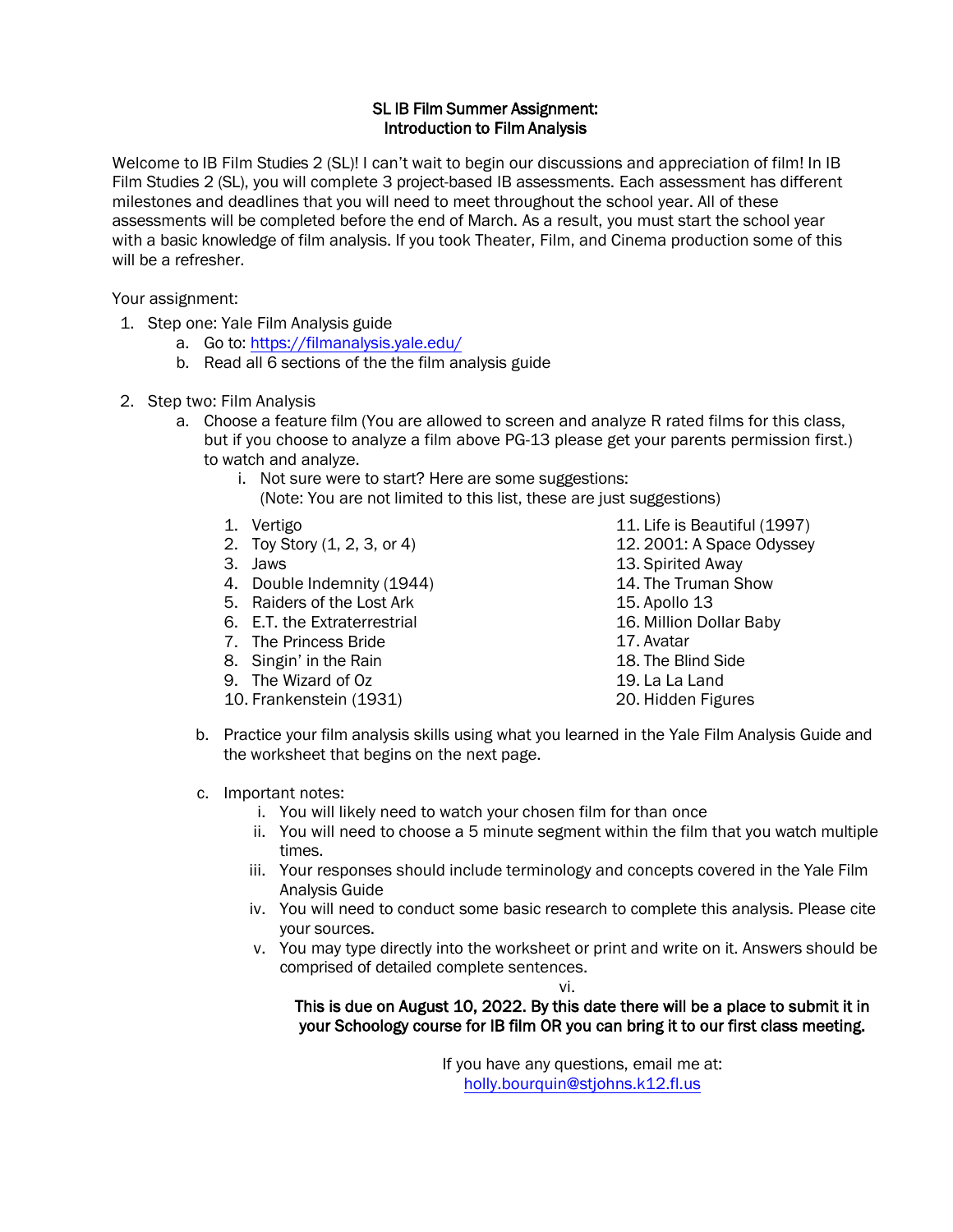# SL IB Film Summer Assignment: Introduction to Film Analysis

Welcome to IB Film Studies 2 (SL)! I can't wait to begin our discussions and appreciation of film! In IB Film Studies 2 (SL), you will complete 3 project-based IB assessments. Each assessment has different milestones and deadlines that you will need to meet throughout the school year. All of these assessments will be completed before the end of March. As a result, you must start the school year with a basic knowledge of film analysis. If you took Theater, Film, and Cinema production some of this will be a refresher.

Your assignment:

1. Step one: Yale Film Analysis guide
   a. Go to: [https://filmanalysis.yale.edu/](https://filmanalysis.yale.edu/)
   b. Read all 6 sections of the the film analysis guide

2. Step two: Film Analysis
   a. Choose a feature film (You are allowed to screen and analyze R rated films for this class, but if you choose to analyze a film above PG-13 please get your parents permission first.) to watch and analyze.
      i. Not sure were to start? Here are some suggestions:
         (Note: You are not limited to this list, these are just suggestions)

         1. Vertigo
         2. Toy Story (1, 2, 3, or 4)
         3. Jaws
         4. Double Indemnity (1944)
         5. Raiders of the Lost Ark
         6. E.T. the Extraterrestrial
         7. The Princess Bride
         8. Singin' in the Rain
         9. The Wizard of Oz
         10. Frankenstein (1931)
         11. Life is Beautiful (1997)
         12. 2001: A Space Odyssey
         13. Spirited Away
         14. The Truman Show
         15. Apollo 13
         16. Million Dollar Baby
         17. Avatar
         18. The Blind Side
         19. La La Land
         20. Hidden Figures

   b. Practice your film analysis skills using what you learned in the Yale Film Analysis Guide and the worksheet that begins on the next page.

   c. Important notes:
      i. You will likely need to watch your chosen film for than once
      ii. You will need to choose a 5 minute segment within the film that you watch multiple times.
      iii. Your responses should include terminology and concepts covered in the Yale Film Analysis Guide
      iv. You will need to conduct some basic research to complete this analysis. Please cite your sources.
      v. You may type directly into the worksheet or print and write on it. Answers should be comprised of detailed complete sentences.
      vi.

**This is due on August 10, 2022. By this date there will be a place to submit it in your Schoology course for IB film OR you can bring it to our first class meeting.**

If you have any questions, email me at: [holly.bourquin@stjohns.k12.fl.us](mailto:holly.bourquin@stjohns.k12.fl.us)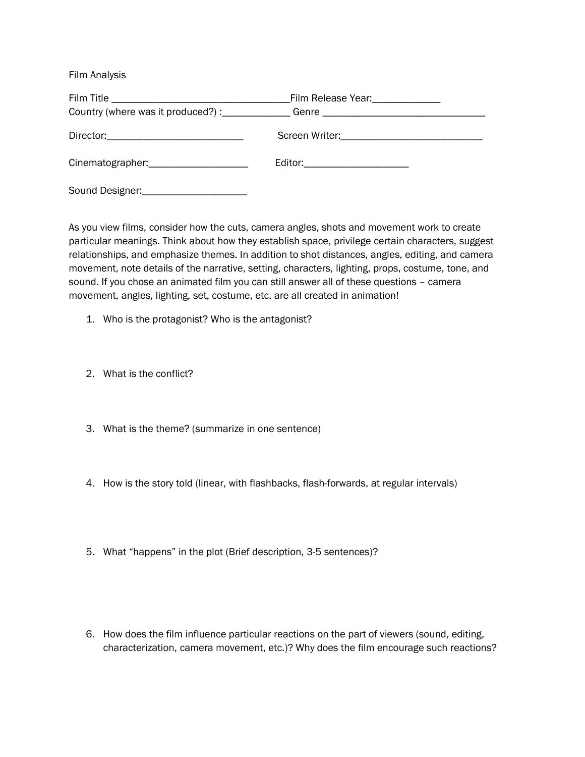Film Analysis

Film Title ___________________________________Film Release Year:_____________
Country (where was it produced?) :_____________ Genre ________________________________

Director:___________________________ Screen Writer:____________________________

Cinematographer:___________________ Editor:____________________

Sound Designer:____________________

As you view films, consider how the cuts, camera angles, shots and movement work to create particular meanings. Think about how they establish space, privilege certain characters, suggest relationships, and emphasize themes. In addition to shot distances, angles, editing, and camera movement, note details of the narrative, setting, characters, lighting, props, costume, tone, and sound. If you chose an animated film you can still answer all of these questions – camera movement, angles, lighting, set, costume, etc. are all created in animation!

1. Who is the protagonist? Who is the antagonist?

2. What is the conflict?

3. What is the theme? (summarize in one sentence)

4. How is the story told (linear, with flashbacks, flash-forwards, at regular intervals)

5. What "happens" in the plot (Brief description, 3-5 sentences)?

6. How does the film influence particular reactions on the part of viewers (sound, editing, characterization, camera movement, etc.)? Why does the film encourage such reactions?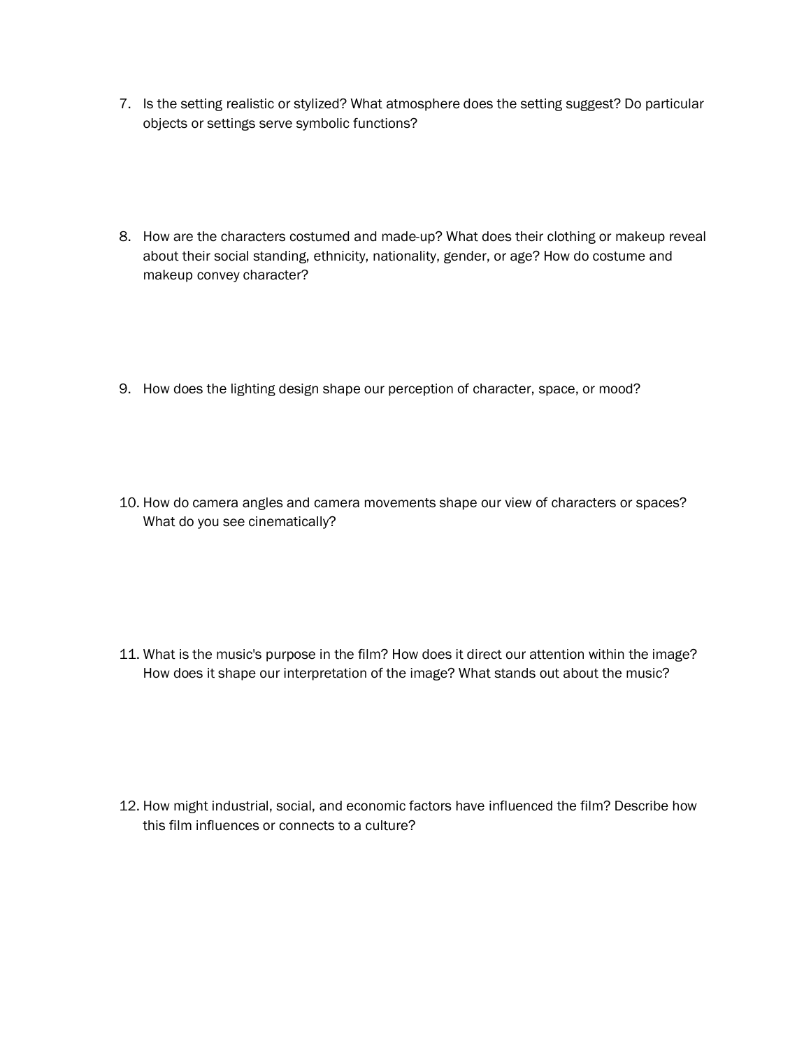7. Is the setting realistic or stylized? What atmosphere does the setting suggest? Do particular objects or settings serve symbolic functions?

8. How are the characters costumed and made-up? What does their clothing or makeup reveal about their social standing, ethnicity, nationality, gender, or age? How do costume and makeup convey character?

9. How does the lighting design shape our perception of character, space, or mood?

10. How do camera angles and camera movements shape our view of characters or spaces? What do you see cinematically?

11. What is the music's purpose in the film? How does it direct our attention within the image? How does it shape our interpretation of the image? What stands out about the music?

12. How might industrial, social, and economic factors have influenced the film? Describe how this film influences or connects to a culture?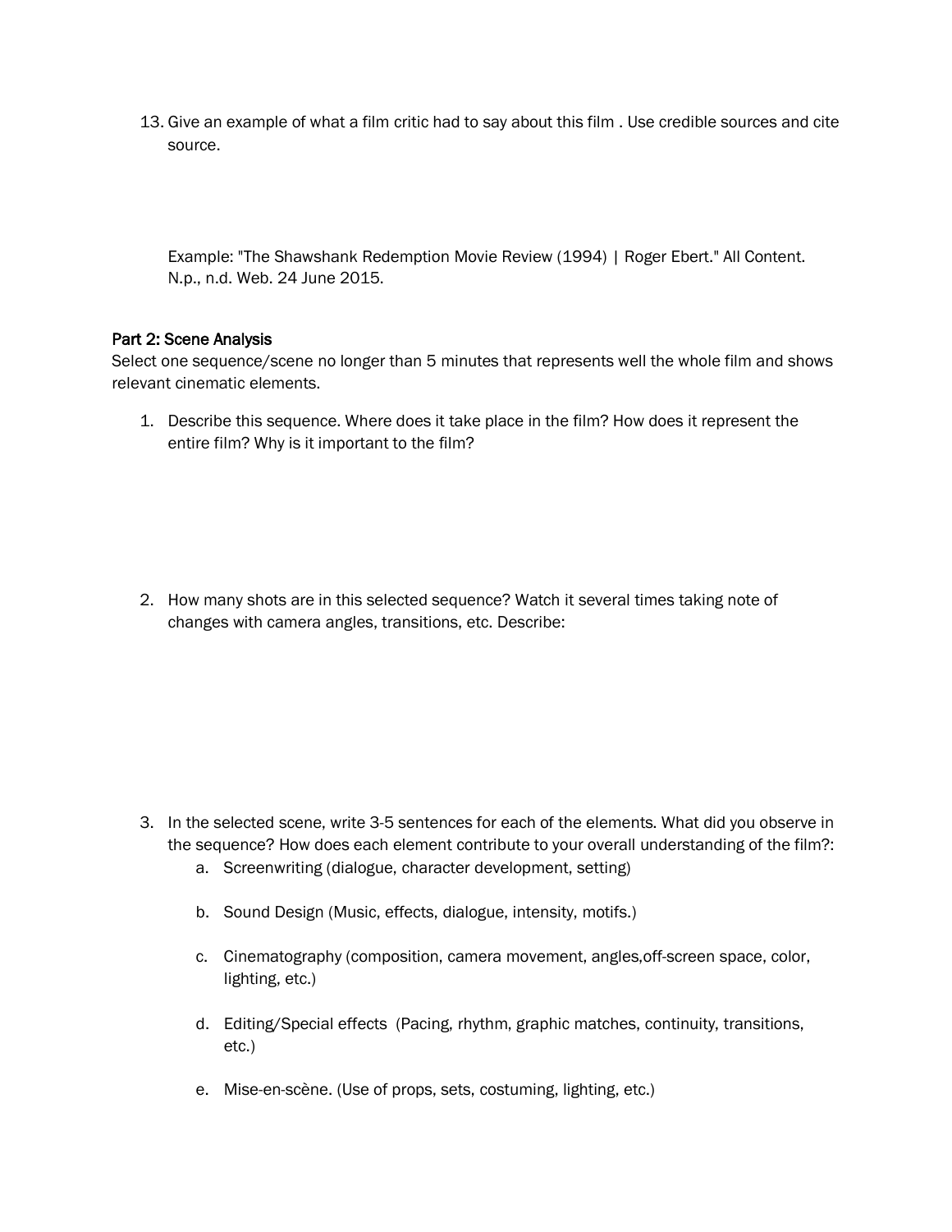13. Give an example of what a film critic had to say about this film . Use credible sources and cite source.

    Example: "The Shawshank Redemption Movie Review (1994) | Roger Ebert." All Content. N.p., n.d. Web. 24 June 2015.

**Part 2: Scene Analysis**

Select one sequence/scene no longer than 5 minutes that represents well the whole film and shows relevant cinematic elements.

1. Describe this sequence. Where does it take place in the film? How does it represent the entire film? Why is it important to the film?

2. How many shots are in this selected sequence? Watch it several times taking note of changes with camera angles, transitions, etc. Describe:

3. In the selected scene, write 3-5 sentences for each of the elements. What did you observe in the sequence? How does each element contribute to your overall understanding of the film?:
   a. Screenwriting (dialogue, character development, setting)
   b. Sound Design (Music, effects, dialogue, intensity, motifs.)
   c. Cinematography (composition, camera movement, angles,off-screen space, color, lighting, etc.)
   d. Editing/Special effects (Pacing, rhythm, graphic matches, continuity, transitions, etc.)
   e. Mise-en-scène. (Use of props, sets, costuming, lighting, etc.)